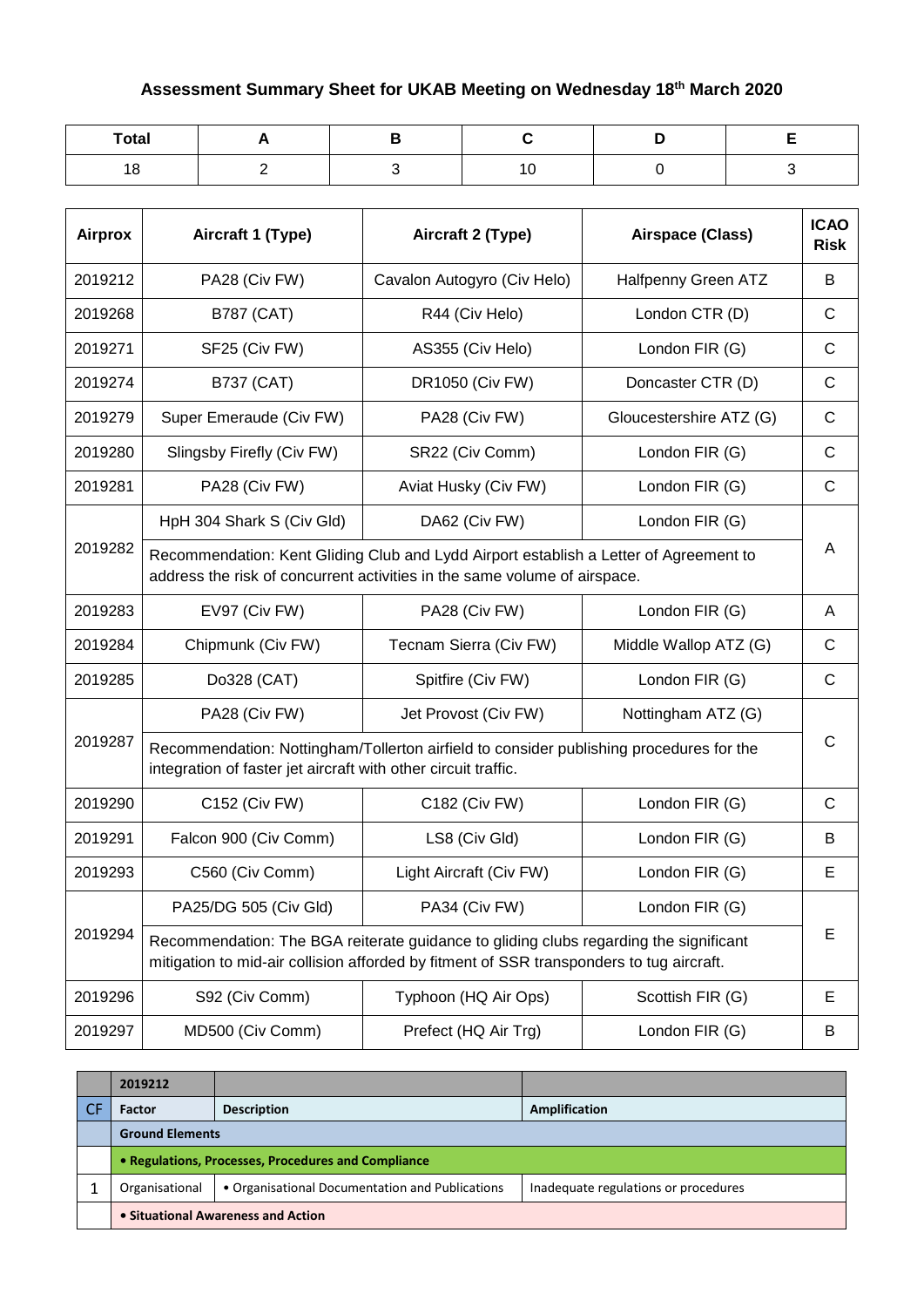# Assessment Summary Sheet for UKAB Meeting on Wednesday 18th March 2020

| Total | A | B | C | D | E |
|---|---|---|---|---|---|
| 18 | 2 | 3 | 10 | 0 | 3 |

| Airprox | Aircraft 1 (Type) | Aircraft 2 (Type) | Airspace (Class) | ICAO Risk |
|---|---|---|---|---|
| 2019212 | PA28 (Civ FW) | Cavalon Autogyro (Civ Helo) | Halfpenny Green ATZ | B |
| 2019268 | B787 (CAT) | R44 (Civ Helo) | London CTR (D) | C |
| 2019271 | SF25 (Civ FW) | AS355 (Civ Helo) | London FIR (G) | C |
| 2019274 | B737 (CAT) | DR1050 (Civ FW) | Doncaster CTR (D) | C |
| 2019279 | Super Emeraude (Civ FW) | PA28 (Civ FW) | Gloucestershire ATZ (G) | C |
| 2019280 | Slingsby Firefly (Civ FW) | SR22 (Civ Comm) | London FIR (G) | C |
| 2019281 | PA28 (Civ FW) | Aviat Husky (Civ FW) | London FIR (G) | C |
| 2019282 | HpH 304 Shark S (Civ Gld) | DA62 (Civ FW) | London FIR (G) | A |
| | Recommendation: Kent Gliding Club and Lydd Airport establish a Letter of Agreement to address the risk of concurrent activities in the same volume of airspace. | | | |
| 2019283 | EV97 (Civ FW) | PA28 (Civ FW) | London FIR (G) | A |
| 2019284 | Chipmunk (Civ FW) | Tecnam Sierra (Civ FW) | Middle Wallop ATZ (G) | C |
| 2019285 | Do328 (CAT) | Spitfire (Civ FW) | London FIR (G) | C |
| 2019287 | PA28 (Civ FW) | Jet Provost (Civ FW) | Nottingham ATZ (G) | C |
| | Recommendation: Nottingham/Tollerton airfield to consider publishing procedures for the integration of faster jet aircraft with other circuit traffic. | | | |
| 2019290 | C152 (Civ FW) | C182 (Civ FW) | London FIR (G) | C |
| 2019291 | Falcon 900 (Civ Comm) | LS8 (Civ Gld) | London FIR (G) | B |
| 2019293 | C560 (Civ Comm) | Light Aircraft (Civ FW) | London FIR (G) | E |
| 2019294 | PA25/DG 505 (Civ Gld) | PA34 (Civ FW) | London FIR (G) | E |
| | Recommendation: The BGA reiterate guidance to gliding clubs regarding the significant mitigation to mid-air collision afforded by fitment of SSR transponders to tug aircraft. | | | |
| 2019296 | S92 (Civ Comm) | Typhoon (HQ Air Ops) | Scottish FIR (G) | E |
| 2019297 | MD500 (Civ Comm) | Prefect (HQ Air Trg) | London FIR (G) | B |

| | 2019212 | | |
|---|---|---|---|
| CF | Factor | Description | Amplification |
| | Ground Elements | | |
| | • Regulations, Processes, Procedures and Compliance | | |
| 1 | Organisational | • Organisational Documentation and Publications | Inadequate regulations or procedures |
| | • Situational Awareness and Action | | |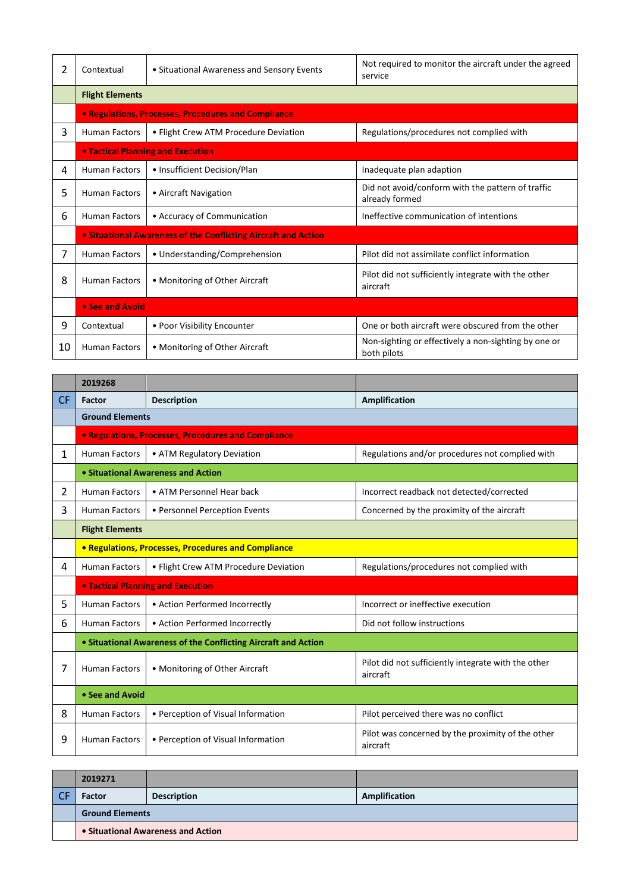| | | | |
|---|---|---|---|
| 2 | Contextual | • Situational Awareness and Sensory Events | Not required to monitor the aircraft under the agreed service |
| | **Flight Elements** | | |
| | **• Regulations, Processes, Procedures and Compliance** | | |
| 3 | Human Factors | • Flight Crew ATM Procedure Deviation | Regulations/procedures not complied with |
| | **• Tactical Planning and Execution** | | |
| 4 | Human Factors | • Insufficient Decision/Plan | Inadequate plan adaption |
| 5 | Human Factors | • Aircraft Navigation | Did not avoid/conform with the pattern of traffic already formed |
| 6 | Human Factors | • Accuracy of Communication | Ineffective communication of intentions |
| | **• Situational Awareness of the Conflicting Aircraft and Action** | | |
| 7 | Human Factors | • Understanding/Comprehension | Pilot did not assimilate conflict information |
| 8 | Human Factors | • Monitoring of Other Aircraft | Pilot did not sufficiently integrate with the other aircraft |
| | **• See and Avoid** | | |
| 9 | Contextual | • Poor Visibility Encounter | One or both aircraft were obscured from the other |
| 10 | Human Factors | • Monitoring of Other Aircraft | Non-sighting or effectively a non-sighting by one or both pilots |

| | **2019268** | | |
|---|---|---|---|
| CF | **Factor** | **Description** | **Amplification** |
| | **Ground Elements** | | |
| | **• Regulations, Processes, Procedures and Compliance** | | |
| 1 | Human Factors | • ATM Regulatory Deviation | Regulations and/or procedures not complied with |
| | **• Situational Awareness and Action** | | |
| 2 | Human Factors | • ATM Personnel Hear back | Incorrect readback not detected/corrected |
| 3 | Human Factors | • Personnel Perception Events | Concerned by the proximity of the aircraft |
| | **Flight Elements** | | |
| | **• Regulations, Processes, Procedures and Compliance** | | |
| 4 | Human Factors | • Flight Crew ATM Procedure Deviation | Regulations/procedures not complied with |
| | **• Tactical Planning and Execution** | | |
| 5 | Human Factors | • Action Performed Incorrectly | Incorrect or ineffective execution |
| 6 | Human Factors | • Action Performed Incorrectly | Did not follow instructions |
| | **• Situational Awareness of the Conflicting Aircraft and Action** | | |
| 7 | Human Factors | • Monitoring of Other Aircraft | Pilot did not sufficiently integrate with the other aircraft |
| | **• See and Avoid** | | |
| 8 | Human Factors | • Perception of Visual Information | Pilot perceived there was no conflict |
| 9 | Human Factors | • Perception of Visual Information | Pilot was concerned by the proximity of the other aircraft |

| | **2019271** | | |
|---|---|---|---|
| CF | **Factor** | **Description** | **Amplification** |
| | **Ground Elements** | | |
| | **• Situational Awareness and Action** | | |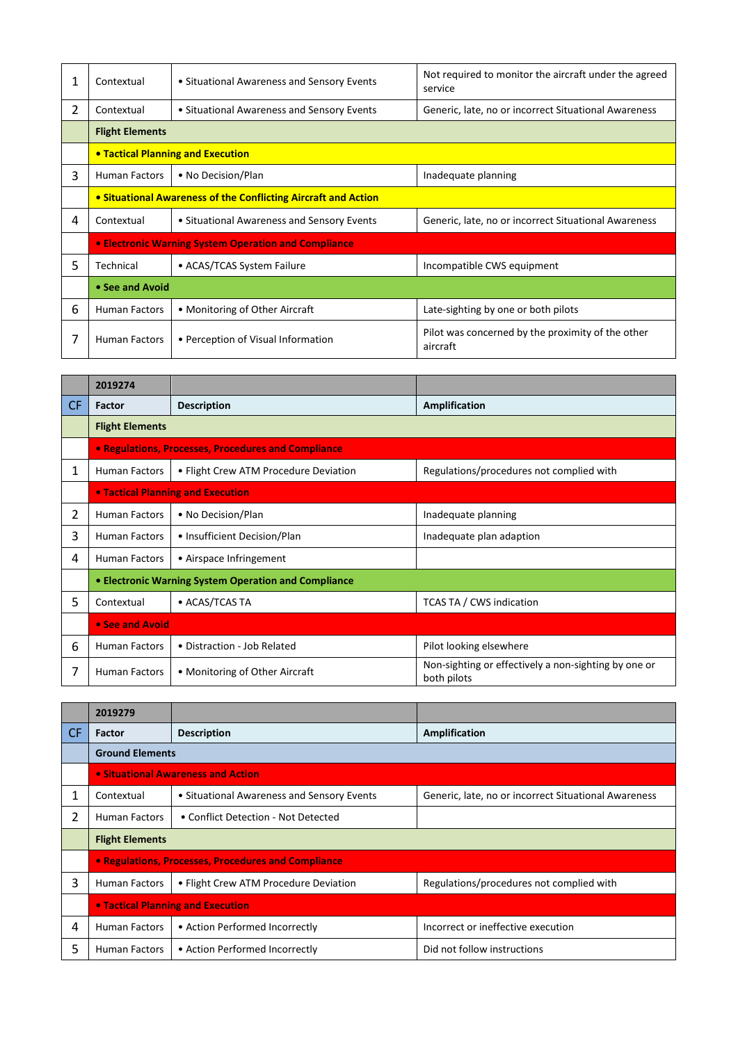| | | | |
|---|---|---|---|
| 1 | Contextual | • Situational Awareness and Sensory Events | Not required to monitor the aircraft under the agreed service |
| 2 | Contextual | • Situational Awareness and Sensory Events | Generic, late, no or incorrect Situational Awareness |
| | **Flight Elements** | | |
| | **• Tactical Planning and Execution** | | |
| 3 | Human Factors | • No Decision/Plan | Inadequate planning |
| | **• Situational Awareness of the Conflicting Aircraft and Action** | | |
| 4 | Contextual | • Situational Awareness and Sensory Events | Generic, late, no or incorrect Situational Awareness |
| | **• Electronic Warning System Operation and Compliance** | | |
| 5 | Technical | • ACAS/TCAS System Failure | Incompatible CWS equipment |
| | **• See and Avoid** | | |
| 6 | Human Factors | • Monitoring of Other Aircraft | Late-sighting by one or both pilots |
| 7 | Human Factors | • Perception of Visual Information | Pilot was concerned by the proximity of the other aircraft |

| | **2019274** | | |
|---|---|---|---|
| CF | **Factor** | **Description** | **Amplification** |
| | **Flight Elements** | | |
| | **• Regulations, Processes, Procedures and Compliance** | | |
| 1 | Human Factors | • Flight Crew ATM Procedure Deviation | Regulations/procedures not complied with |
| | **• Tactical Planning and Execution** | | |
| 2 | Human Factors | • No Decision/Plan | Inadequate planning |
| 3 | Human Factors | • Insufficient Decision/Plan | Inadequate plan adaption |
| 4 | Human Factors | • Airspace Infringement | |
| | **• Electronic Warning System Operation and Compliance** | | |
| 5 | Contextual | • ACAS/TCAS TA | TCAS TA / CWS indication |
| | **• See and Avoid** | | |
| 6 | Human Factors | • Distraction - Job Related | Pilot looking elsewhere |
| 7 | Human Factors | • Monitoring of Other Aircraft | Non-sighting or effectively a non-sighting by one or both pilots |

| | **2019279** | | |
|---|---|---|---|
| CF | **Factor** | **Description** | **Amplification** |
| | **Ground Elements** | | |
| | **• Situational Awareness and Action** | | |
| 1 | Contextual | • Situational Awareness and Sensory Events | Generic, late, no or incorrect Situational Awareness |
| 2 | Human Factors | • Conflict Detection - Not Detected | |
| | **Flight Elements** | | |
| | **• Regulations, Processes, Procedures and Compliance** | | |
| 3 | Human Factors | • Flight Crew ATM Procedure Deviation | Regulations/procedures not complied with |
| | **• Tactical Planning and Execution** | | |
| 4 | Human Factors | • Action Performed Incorrectly | Incorrect or ineffective execution |
| 5 | Human Factors | • Action Performed Incorrectly | Did not follow instructions |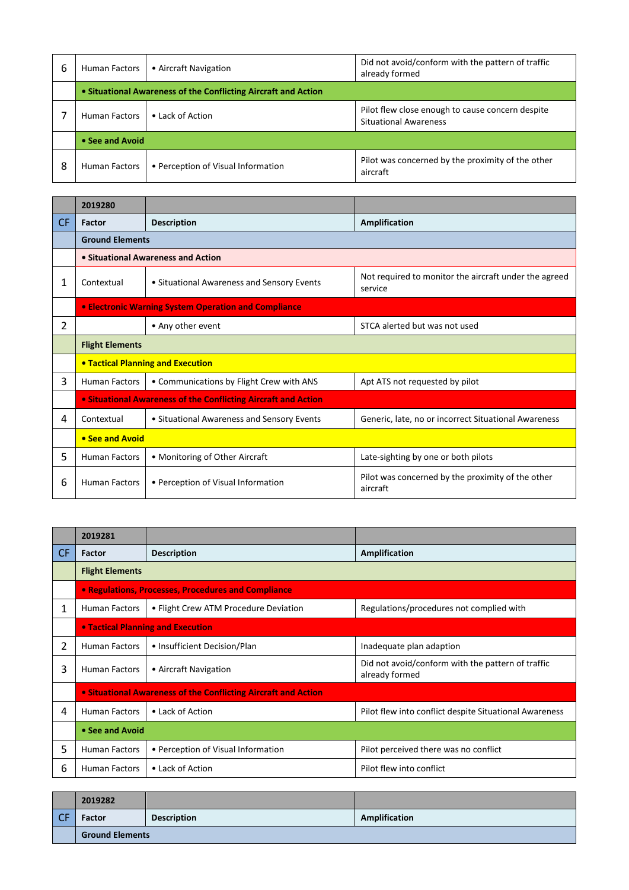| 6 | Human Factors | • Aircraft Navigation | Did not avoid/conform with the pattern of traffic already formed |
|---|---|---|---|
| | **• Situational Awareness of the Conflicting Aircraft and Action** | | |
| 7 | Human Factors | • Lack of Action | Pilot flew close enough to cause concern despite Situational Awareness |
| | **• See and Avoid** | | |
| 8 | Human Factors | • Perception of Visual Information | Pilot was concerned by the proximity of the other aircraft |

| | **2019280** | | |
|---|---|---|---|
| CF | **Factor** | **Description** | **Amplification** |
| | **Ground Elements** | | |
| | **• Situational Awareness and Action** | | |
| 1 | Contextual | • Situational Awareness and Sensory Events | Not required to monitor the aircraft under the agreed service |
| | **• Electronic Warning System Operation and Compliance** | | |
| 2 | | • Any other event | STCA alerted but was not used |
| | **Flight Elements** | | |
| | **• Tactical Planning and Execution** | | |
| 3 | Human Factors | • Communications by Flight Crew with ANS | Apt ATS not requested by pilot |
| | **• Situational Awareness of the Conflicting Aircraft and Action** | | |
| 4 | Contextual | • Situational Awareness and Sensory Events | Generic, late, no or incorrect Situational Awareness |
| | **• See and Avoid** | | |
| 5 | Human Factors | • Monitoring of Other Aircraft | Late-sighting by one or both pilots |
| 6 | Human Factors | • Perception of Visual Information | Pilot was concerned by the proximity of the other aircraft |

| | **2019281** | | |
|---|---|---|---|
| CF | **Factor** | **Description** | **Amplification** |
| | **Flight Elements** | | |
| | **• Regulations, Processes, Procedures and Compliance** | | |
| 1 | Human Factors | • Flight Crew ATM Procedure Deviation | Regulations/procedures not complied with |
| | **• Tactical Planning and Execution** | | |
| 2 | Human Factors | • Insufficient Decision/Plan | Inadequate plan adaption |
| 3 | Human Factors | • Aircraft Navigation | Did not avoid/conform with the pattern of traffic already formed |
| | **• Situational Awareness of the Conflicting Aircraft and Action** | | |
| 4 | Human Factors | • Lack of Action | Pilot flew into conflict despite Situational Awareness |
| | **• See and Avoid** | | |
| 5 | Human Factors | • Perception of Visual Information | Pilot perceived there was no conflict |
| 6 | Human Factors | • Lack of Action | Pilot flew into conflict |

| | **2019282** | | |
|---|---|---|---|
| CF | **Factor** | **Description** | **Amplification** |
| | **Ground Elements** | | |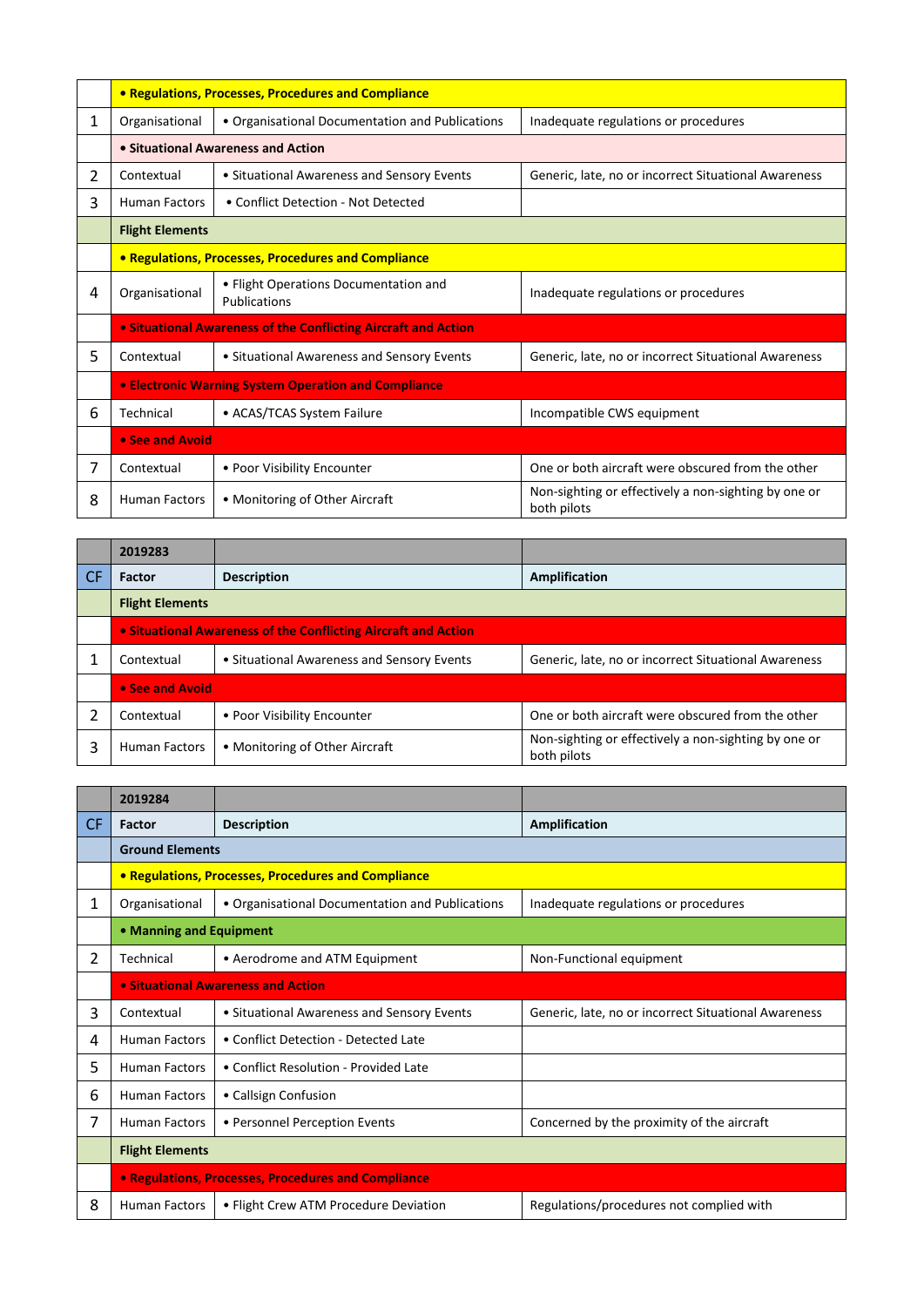| | | | |
|---|---|---|---|
| | **• Regulations, Processes, Procedures and Compliance** | | |
| 1 | Organisational | • Organisational Documentation and Publications | Inadequate regulations or procedures |
| | **• Situational Awareness and Action** | | |
| 2 | Contextual | • Situational Awareness and Sensory Events | Generic, late, no or incorrect Situational Awareness |
| 3 | Human Factors | • Conflict Detection - Not Detected | |
| | **Flight Elements** | | |
| | **• Regulations, Processes, Procedures and Compliance** | | |
| 4 | Organisational | • Flight Operations Documentation and Publications | Inadequate regulations or procedures |
| | **• Situational Awareness of the Conflicting Aircraft and Action** | | |
| 5 | Contextual | • Situational Awareness and Sensory Events | Generic, late, no or incorrect Situational Awareness |
| | **• Electronic Warning System Operation and Compliance** | | |
| 6 | Technical | • ACAS/TCAS System Failure | Incompatible CWS equipment |
| | **• See and Avoid** | | |
| 7 | Contextual | • Poor Visibility Encounter | One or both aircraft were obscured from the other |
| 8 | Human Factors | • Monitoring of Other Aircraft | Non-sighting or effectively a non-sighting by one or both pilots |

| | **2019283** | | |
|---|---|---|---|
| CF | **Factor** | **Description** | **Amplification** |
| | **Flight Elements** | | |
| | **• Situational Awareness of the Conflicting Aircraft and Action** | | |
| 1 | Contextual | • Situational Awareness and Sensory Events | Generic, late, no or incorrect Situational Awareness |
| | **• See and Avoid** | | |
| 2 | Contextual | • Poor Visibility Encounter | One or both aircraft were obscured from the other |
| 3 | Human Factors | • Monitoring of Other Aircraft | Non-sighting or effectively a non-sighting by one or both pilots |

| | **2019284** | | |
|---|---|---|---|
| CF | **Factor** | **Description** | **Amplification** |
| | **Ground Elements** | | |
| | **• Regulations, Processes, Procedures and Compliance** | | |
| 1 | Organisational | • Organisational Documentation and Publications | Inadequate regulations or procedures |
| | **• Manning and Equipment** | | |
| 2 | Technical | • Aerodrome and ATM Equipment | Non-Functional equipment |
| | **• Situational Awareness and Action** | | |
| 3 | Contextual | • Situational Awareness and Sensory Events | Generic, late, no or incorrect Situational Awareness |
| 4 | Human Factors | • Conflict Detection - Detected Late | |
| 5 | Human Factors | • Conflict Resolution - Provided Late | |
| 6 | Human Factors | • Callsign Confusion | |
| 7 | Human Factors | • Personnel Perception Events | Concerned by the proximity of the aircraft |
| | **Flight Elements** | | |
| | **• Regulations, Processes, Procedures and Compliance** | | |
| 8 | Human Factors | • Flight Crew ATM Procedure Deviation | Regulations/procedures not complied with |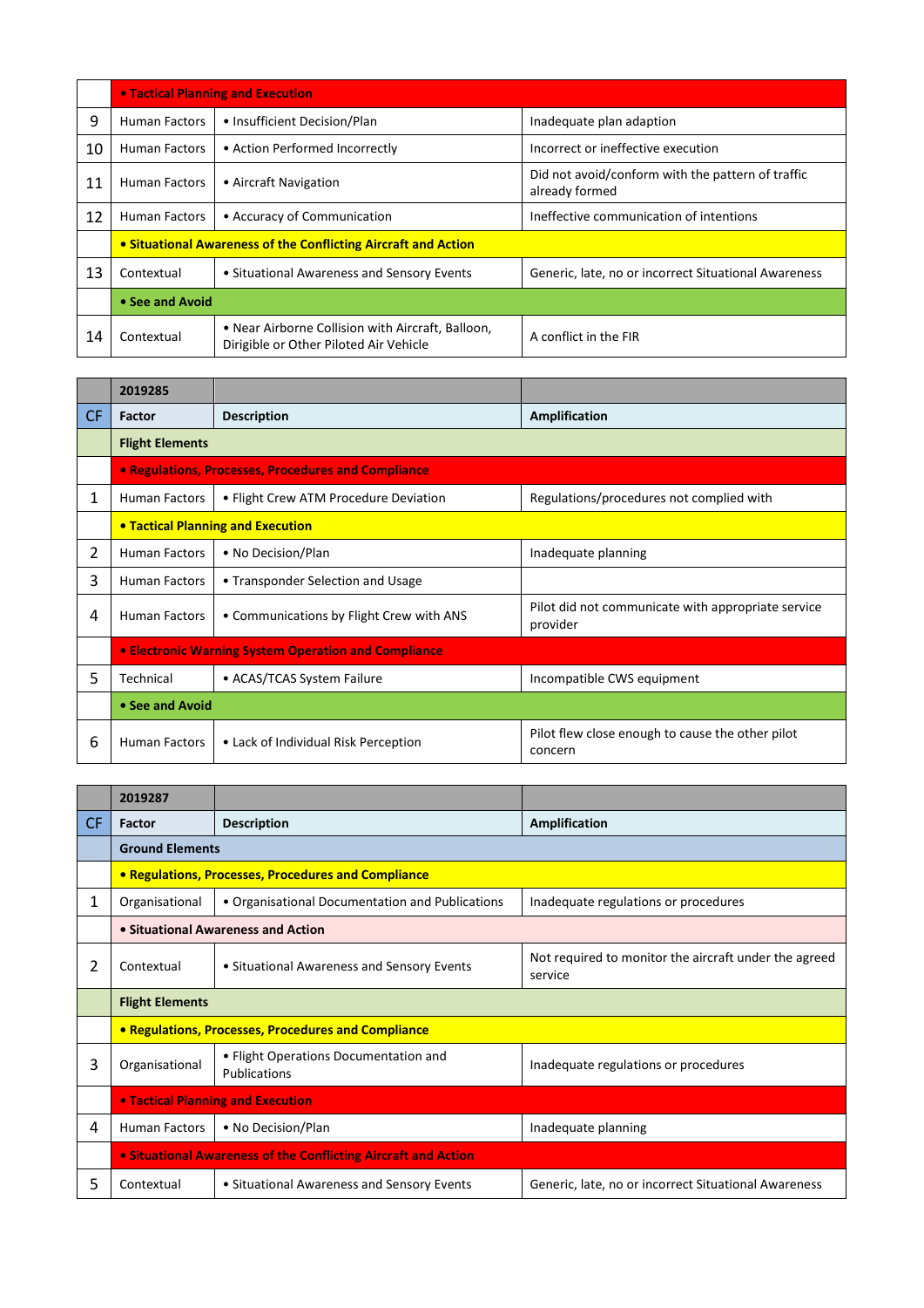| | • Tactical Planning and Execution | | |
|---|---|---|---|
| 9 | Human Factors | • Insufficient Decision/Plan | Inadequate plan adaption |
| 10 | Human Factors | • Action Performed Incorrectly | Incorrect or ineffective execution |
| 11 | Human Factors | • Aircraft Navigation | Did not avoid/conform with the pattern of traffic already formed |
| 12 | Human Factors | • Accuracy of Communication | Ineffective communication of intentions |
| | • Situational Awareness of the Conflicting Aircraft and Action | | |
| 13 | Contextual | • Situational Awareness and Sensory Events | Generic, late, no or incorrect Situational Awareness |
| | • See and Avoid | | |
| 14 | Contextual | • Near Airborne Collision with Aircraft, Balloon, Dirigible or Other Piloted Air Vehicle | A conflict in the FIR |

| | 2019285 | | |
|---|---|---|---|
| CF | Factor | Description | Amplification |
| | **Flight Elements** | | |
| | • Regulations, Processes, Procedures and Compliance | | |
| 1 | Human Factors | • Flight Crew ATM Procedure Deviation | Regulations/procedures not complied with |
| | • Tactical Planning and Execution | | |
| 2 | Human Factors | • No Decision/Plan | Inadequate planning |
| 3 | Human Factors | • Transponder Selection and Usage | |
| 4 | Human Factors | • Communications by Flight Crew with ANS | Pilot did not communicate with appropriate service provider |
| | • Electronic Warning System Operation and Compliance | | |
| 5 | Technical | • ACAS/TCAS System Failure | Incompatible CWS equipment |
| | • See and Avoid | | |
| 6 | Human Factors | • Lack of Individual Risk Perception | Pilot flew close enough to cause the other pilot concern |

| | 2019287 | | |
|---|---|---|---|
| CF | Factor | Description | Amplification |
| | **Ground Elements** | | |
| | • Regulations, Processes, Procedures and Compliance | | |
| 1 | Organisational | • Organisational Documentation and Publications | Inadequate regulations or procedures |
| | • Situational Awareness and Action | | |
| 2 | Contextual | • Situational Awareness and Sensory Events | Not required to monitor the aircraft under the agreed service |
| | **Flight Elements** | | |
| | • Regulations, Processes, Procedures and Compliance | | |
| 3 | Organisational | • Flight Operations Documentation and Publications | Inadequate regulations or procedures |
| | • Tactical Planning and Execution | | |
| 4 | Human Factors | • No Decision/Plan | Inadequate planning |
| | • Situational Awareness of the Conflicting Aircraft and Action | | |
| 5 | Contextual | • Situational Awareness and Sensory Events | Generic, late, no or incorrect Situational Awareness |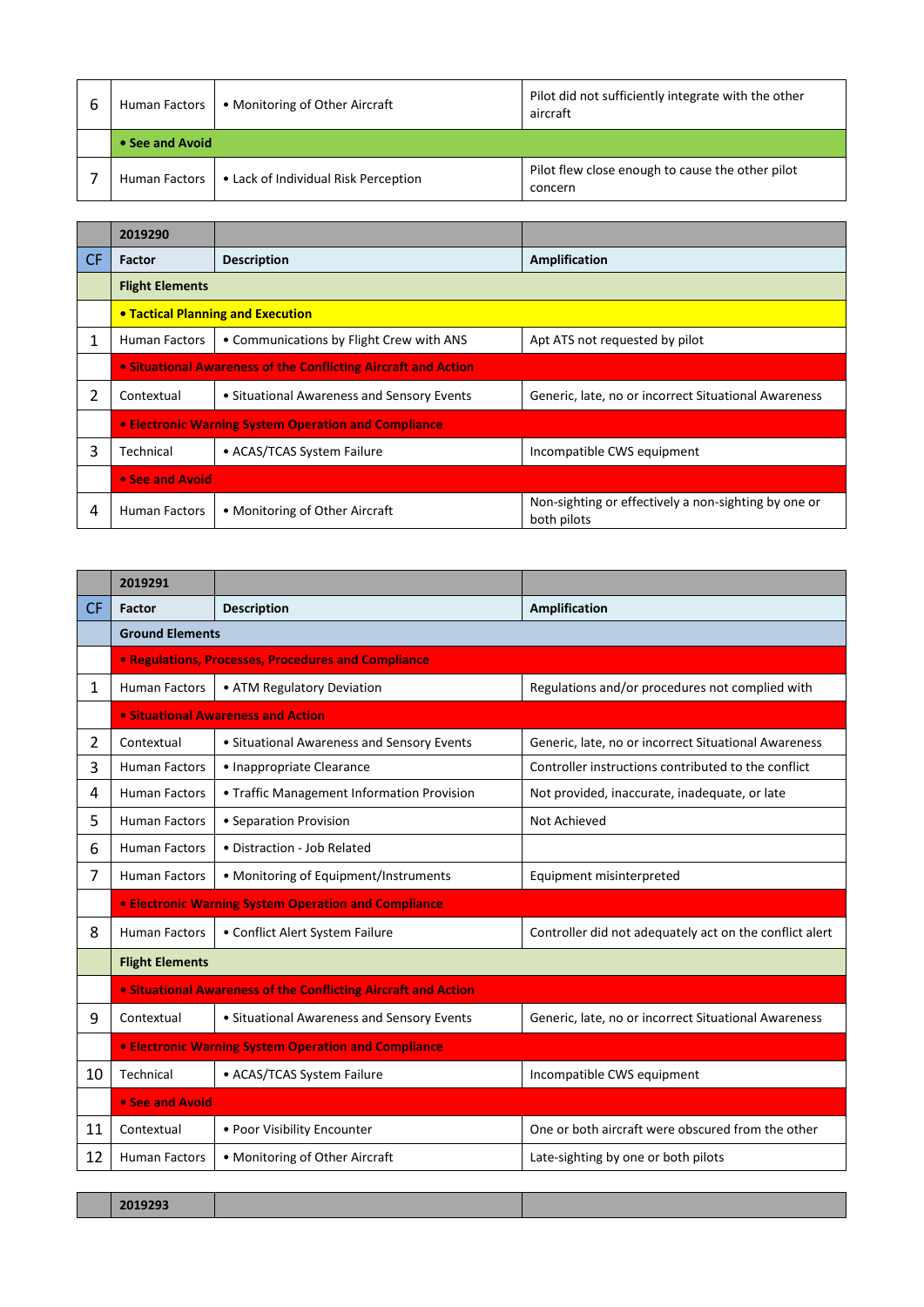| | | | |
|---|---|---|---|
| 6 | Human Factors | • Monitoring of Other Aircraft | Pilot did not sufficiently integrate with the other aircraft |
| | **• See and Avoid** | | |
| 7 | Human Factors | • Lack of Individual Risk Perception | Pilot flew close enough to cause the other pilot concern |

| | **2019290** | | |
|---|---|---|---|
| CF | **Factor** | **Description** | **Amplification** |
| | **Flight Elements** | | |
| | **• Tactical Planning and Execution** | | |
| 1 | Human Factors | • Communications by Flight Crew with ANS | Apt ATS not requested by pilot |
| | **• Situational Awareness of the Conflicting Aircraft and Action** | | |
| 2 | Contextual | • Situational Awareness and Sensory Events | Generic, late, no or incorrect Situational Awareness |
| | **• Electronic Warning System Operation and Compliance** | | |
| 3 | Technical | • ACAS/TCAS System Failure | Incompatible CWS equipment |
| | **• See and Avoid** | | |
| 4 | Human Factors | • Monitoring of Other Aircraft | Non-sighting or effectively a non-sighting by one or both pilots |

| | **2019291** | | |
|---|---|---|---|
| CF | **Factor** | **Description** | **Amplification** |
| | **Ground Elements** | | |
| | **• Regulations, Processes, Procedures and Compliance** | | |
| 1 | Human Factors | • ATM Regulatory Deviation | Regulations and/or procedures not complied with |
| | **• Situational Awareness and Action** | | |
| 2 | Contextual | • Situational Awareness and Sensory Events | Generic, late, no or incorrect Situational Awareness |
| 3 | Human Factors | • Inappropriate Clearance | Controller instructions contributed to the conflict |
| 4 | Human Factors | • Traffic Management Information Provision | Not provided, inaccurate, inadequate, or late |
| 5 | Human Factors | • Separation Provision | Not Achieved |
| 6 | Human Factors | • Distraction - Job Related | |
| 7 | Human Factors | • Monitoring of Equipment/Instruments | Equipment misinterpreted |
| | **• Electronic Warning System Operation and Compliance** | | |
| 8 | Human Factors | • Conflict Alert System Failure | Controller did not adequately act on the conflict alert |
| | **Flight Elements** | | |
| | **• Situational Awareness of the Conflicting Aircraft and Action** | | |
| 9 | Contextual | • Situational Awareness and Sensory Events | Generic, late, no or incorrect Situational Awareness |
| | **• Electronic Warning System Operation and Compliance** | | |
| 10 | Technical | • ACAS/TCAS System Failure | Incompatible CWS equipment |
| | **• See and Avoid** | | |
| 11 | Contextual | • Poor Visibility Encounter | One or both aircraft were obscured from the other |
| 12 | Human Factors | • Monitoring of Other Aircraft | Late-sighting by one or both pilots |

| | **2019293** | | |
|---|---|---|---|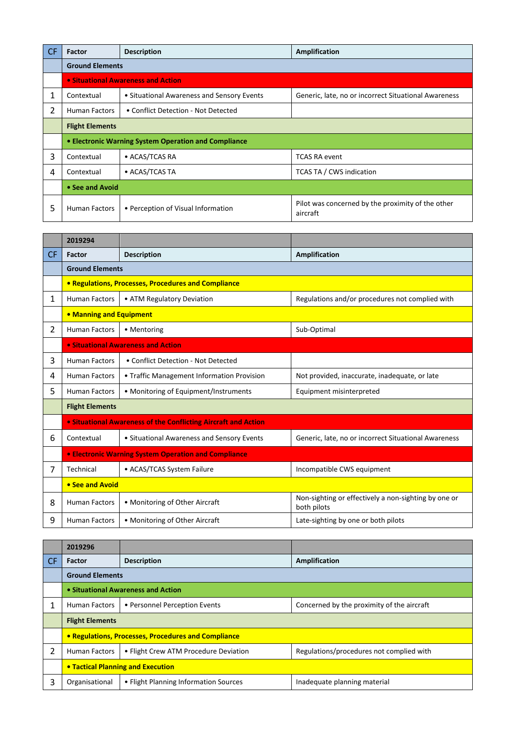| CF | Factor | Description | Amplification |
|---|---|---|---|
| | **Ground Elements** | | |
| | **• Situational Awareness and Action** | | |
| 1 | Contextual | • Situational Awareness and Sensory Events | Generic, late, no or incorrect Situational Awareness |
| 2 | Human Factors | • Conflict Detection - Not Detected | |
| | **Flight Elements** | | |
| | **• Electronic Warning System Operation and Compliance** | | |
| 3 | Contextual | • ACAS/TCAS RA | TCAS RA event |
| 4 | Contextual | • ACAS/TCAS TA | TCAS TA / CWS indication |
| | **• See and Avoid** | | |
| 5 | Human Factors | • Perception of Visual Information | Pilot was concerned by the proximity of the other aircraft |

| | **2019294** | | |
|---|---|---|---|
| CF | **Factor** | **Description** | **Amplification** |
| | **Ground Elements** | | |
| | **• Regulations, Processes, Procedures and Compliance** | | |
| 1 | Human Factors | • ATM Regulatory Deviation | Regulations and/or procedures not complied with |
| | **• Manning and Equipment** | | |
| 2 | Human Factors | • Mentoring | Sub-Optimal |
| | **• Situational Awareness and Action** | | |
| 3 | Human Factors | • Conflict Detection - Not Detected | |
| 4 | Human Factors | • Traffic Management Information Provision | Not provided, inaccurate, inadequate, or late |
| 5 | Human Factors | • Monitoring of Equipment/Instruments | Equipment misinterpreted |
| | **Flight Elements** | | |
| | **• Situational Awareness of the Conflicting Aircraft and Action** | | |
| 6 | Contextual | • Situational Awareness and Sensory Events | Generic, late, no or incorrect Situational Awareness |
| | **• Electronic Warning System Operation and Compliance** | | |
| 7 | Technical | • ACAS/TCAS System Failure | Incompatible CWS equipment |
| | **• See and Avoid** | | |
| 8 | Human Factors | • Monitoring of Other Aircraft | Non-sighting or effectively a non-sighting by one or both pilots |
| 9 | Human Factors | • Monitoring of Other Aircraft | Late-sighting by one or both pilots |

| | **2019296** | | |
|---|---|---|---|
| CF | **Factor** | **Description** | **Amplification** |
| | **Ground Elements** | | |
| | **• Situational Awareness and Action** | | |
| 1 | Human Factors | • Personnel Perception Events | Concerned by the proximity of the aircraft |
| | **Flight Elements** | | |
| | **• Regulations, Processes, Procedures and Compliance** | | |
| 2 | Human Factors | • Flight Crew ATM Procedure Deviation | Regulations/procedures not complied with |
| | **• Tactical Planning and Execution** | | |
| 3 | Organisational | • Flight Planning Information Sources | Inadequate planning material |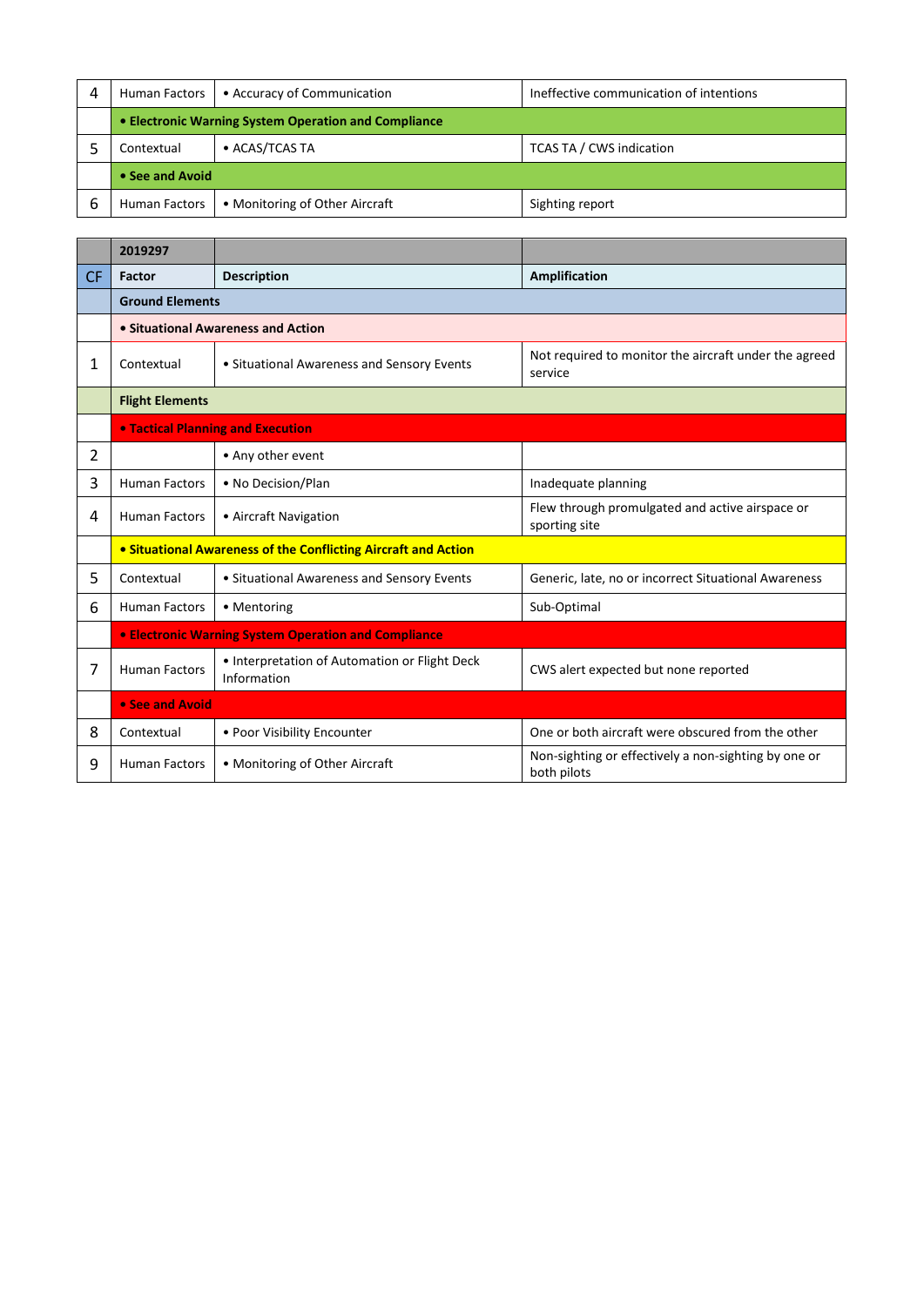| | | | |
|---|---|---|---|
| 4 | Human Factors | • Accuracy of Communication | Ineffective communication of intentions |
| | **• Electronic Warning System Operation and Compliance** | | |
| 5 | Contextual | • ACAS/TCAS TA | TCAS TA / CWS indication |
| | **• See and Avoid** | | |
| 6 | Human Factors | • Monitoring of Other Aircraft | Sighting report |

| | **2019297** | | |
|---|---|---|---|
| CF | **Factor** | **Description** | **Amplification** |
| | **Ground Elements** | | |
| | **• Situational Awareness and Action** | | |
| 1 | Contextual | • Situational Awareness and Sensory Events | Not required to monitor the aircraft under the agreed service |
| | **Flight Elements** | | |
| | **• Tactical Planning and Execution** | | |
| 2 | | • Any other event | |
| 3 | Human Factors | • No Decision/Plan | Inadequate planning |
| 4 | Human Factors | • Aircraft Navigation | Flew through promulgated and active airspace or sporting site |
| | **• Situational Awareness of the Conflicting Aircraft and Action** | | |
| 5 | Contextual | • Situational Awareness and Sensory Events | Generic, late, no or incorrect Situational Awareness |
| 6 | Human Factors | • Mentoring | Sub-Optimal |
| | **• Electronic Warning System Operation and Compliance** | | |
| 7 | Human Factors | • Interpretation of Automation or Flight Deck Information | CWS alert expected but none reported |
| | **• See and Avoid** | | |
| 8 | Contextual | • Poor Visibility Encounter | One or both aircraft were obscured from the other |
| 9 | Human Factors | • Monitoring of Other Aircraft | Non-sighting or effectively a non-sighting by one or both pilots |